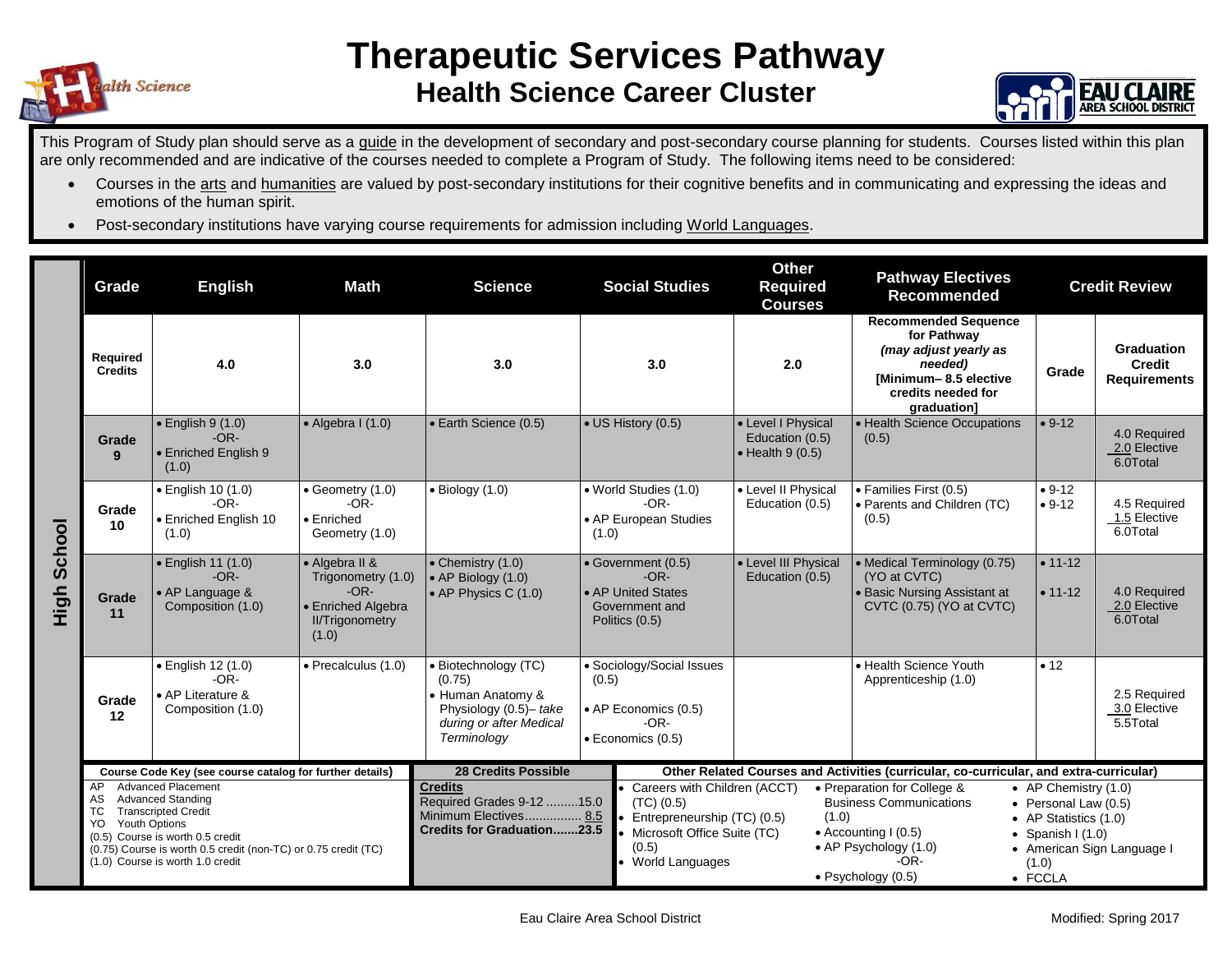# Therapeutic Services Pathway

## Health Science Career Cluster

This Program of Study plan should serve as a guide in the development of secondary and post-secondary course planning for students. Courses listed within this plan are only recommended and are indicative of the courses needed to complete a Program of Study. The following items need to be considered:

- Courses in the arts and humanities are valued by post-secondary institutions for their cognitive benefits and in communicating and expressing the ideas and emotions of the human spirit.
- Post-secondary institutions have varying course requirements for admission including World Languages.

**High School**

| Grade | English | Math | Science | Social Studies | Other Required Courses | Pathway Electives Recommended | Credit Review | |
|---|---|---|---|---|---|---|---|---|
| **Required Credits** | **4.0** | **3.0** | **3.0** | **3.0** | **2.0** | **Recommended Sequence for Pathway** *(may adjust yearly as needed)* **[Minimum– 8.5 elective credits needed for graduation]** | **Grade** | **Graduation Credit Requirements** |
| **Grade 9** | • English 9 (1.0) -OR- • Enriched English 9 (1.0) | • Algebra I (1.0) | • Earth Science (0.5) | • US History (0.5) | • Level I Physical Education (0.5) • Health 9 (0.5) | • Health Science Occupations (0.5) | • 9-12 | 4.0 Required 2.0 Elective 6.0Total |
| **Grade 10** | • English 10 (1.0) -OR- • Enriched English 10 (1.0) | • Geometry (1.0) -OR- • Enriched Geometry (1.0) | • Biology (1.0) | • World Studies (1.0) -OR- • AP European Studies (1.0) | • Level II Physical Education (0.5) | • Families First (0.5) • Parents and Children (TC) (0.5) | • 9-12 • 9-12 | 4.5 Required 1.5 Elective 6.0Total |
| **Grade 11** | • English 11 (1.0) -OR- • AP Language & Composition (1.0) | • Algebra II & Trigonometry (1.0) -OR- • Enriched Algebra II/Trigonometry (1.0) | • Chemistry (1.0) • AP Biology (1.0) • AP Physics C (1.0) | • Government (0.5) -OR- • AP United States Government and Politics (0.5) | • Level III Physical Education (0.5) | • Medical Terminology (0.75) (YO at CVTC) • Basic Nursing Assistant at CVTC (0.75) (YO at CVTC) | • 11-12 • 11-12 | 4.0 Required 2.0 Elective 6.0Total |
| **Grade 12** | • English 12 (1.0) -OR- • AP Literature & Composition (1.0) | • Precalculus (1.0) | • Biotechnology (TC) (0.75) • Human Anatomy & Physiology (0.5)– *take during or after Medical Terminology* | • Sociology/Social Issues (0.5) • AP Economics (0.5) -OR- • Economics (0.5) | | • Health Science Youth Apprenticeship (1.0) | • 12 | 2.5 Required 3.0 Elective 5.5Total |

**Course Code Key (see course catalog for further details)**

- AP Advanced Placement
- AS Advanced Standing
- TC Transcripted Credit
- YO Youth Options
- (0.5) Course is worth 0.5 credit
- (0.75) Course is worth 0.5 credit (non-TC) or 0.75 credit (TC)
- (1.0) Course is worth 1.0 credit

**28 Credits Possible**

**Credits**
Required Grades 9-12 .........15.0
Minimum Electives................ 8.5
**Credits for Graduation.......23.5**

**Other Related Courses and Activities (curricular, co-curricular, and extra-curricular)**

- Careers with Children (ACCT) (TC) (0.5)
- Entrepreneurship (TC) (0.5)
- Microsoft Office Suite (TC) (0.5)
- World Languages
- Preparation for College & Business Communications (1.0)
- Accounting I (0.5)
- AP Psychology (1.0) -OR-
- Psychology (0.5)
- AP Chemistry (1.0)
- Personal Law (0.5)
- AP Statistics (1.0)
- Spanish I (1.0)
- American Sign Language I (1.0)
- FCCLA

Eau Claire Area School District — Modified: Spring 2017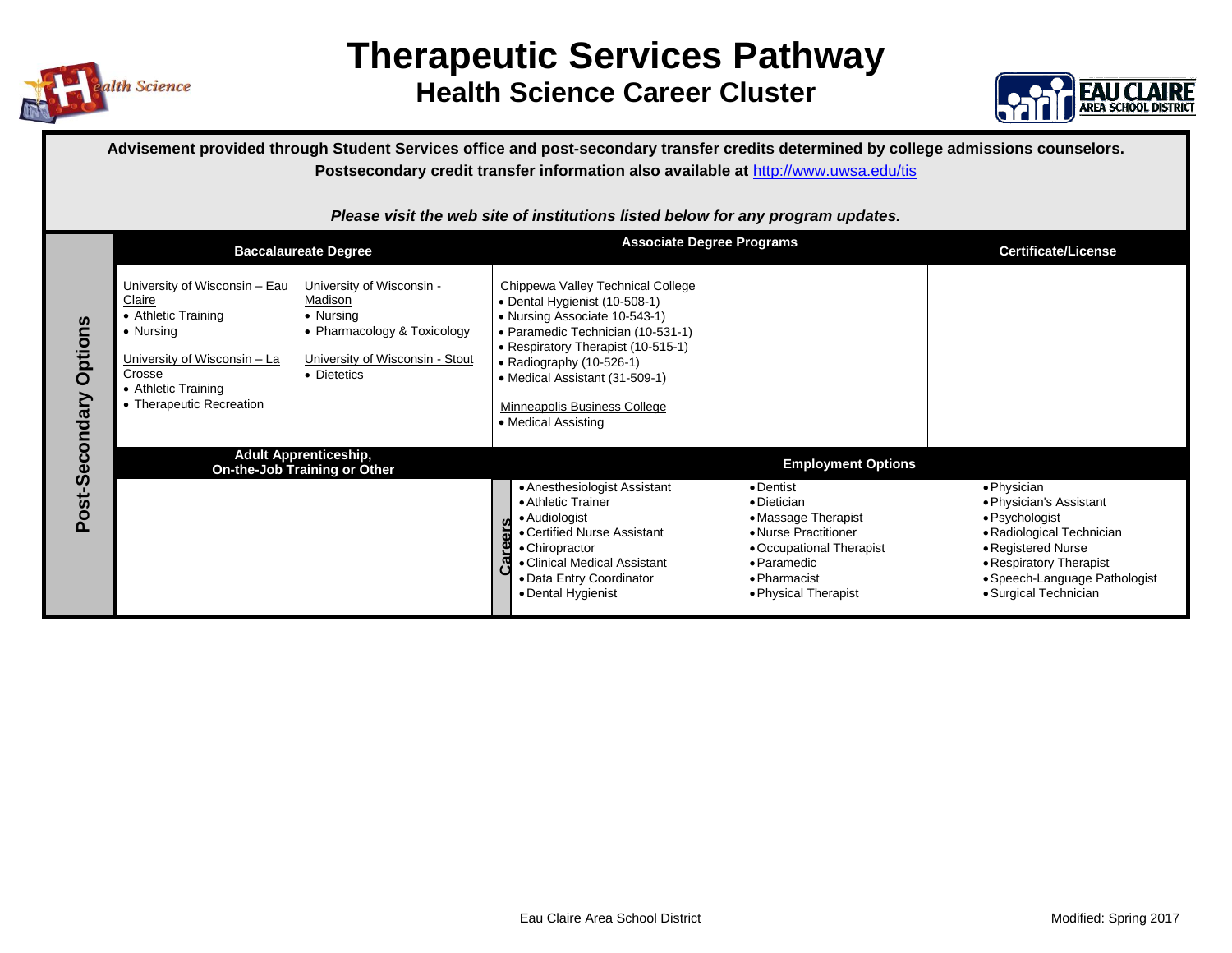# Therapeutic Services Pathway

## Health Science Career Cluster

**Advisement provided through Student Services office and post-secondary transfer credits determined by college admissions counselors.**
**Postsecondary credit transfer information also available at** http://www.uwsa.edu/tis

***Please visit the web site of institutions listed below for any program updates.***

### Post-Secondary Options

| Baccalaureate Degree | | Associate Degree Programs | Certificate/License |
|---|---|---|---|
| University of Wisconsin – Eau Claire<br>• Athletic Training<br>• Nursing<br><br>University of Wisconsin – La Crosse<br>• Athletic Training<br>• Therapeutic Recreation | University of Wisconsin - Madison<br>• Nursing<br>• Pharmacology & Toxicology<br><br>University of Wisconsin - Stout<br>• Dietetics | Chippewa Valley Technical College<br>• Dental Hygienist (10-508-1)<br>• Nursing Associate 10-543-1)<br>• Paramedic Technician (10-531-1)<br>• Respiratory Therapist (10-515-1)<br>• Radiography (10-526-1)<br>• Medical Assistant (31-509-1)<br><br>Minneapolis Business College<br>• Medical Assisting | |

| Adult Apprenticeship, On-the-Job Training or Other | Employment Options | | |
|---|---|---|---|
| | **Careers**<br>• Anesthesiologist Assistant<br>• Athletic Trainer<br>• Audiologist<br>• Certified Nurse Assistant<br>• Chiropractor<br>• Clinical Medical Assistant<br>• Data Entry Coordinator<br>• Dental Hygienist | • Dentist<br>• Dietician<br>• Massage Therapist<br>• Nurse Practitioner<br>• Occupational Therapist<br>• Paramedic<br>• Pharmacist<br>• Physical Therapist | • Physician<br>• Physician's Assistant<br>• Psychologist<br>• Radiological Technician<br>• Registered Nurse<br>• Respiratory Therapist<br>• Speech-Language Pathologist<br>• Surgical Technician |

Eau Claire Area School District

Modified: Spring 2017